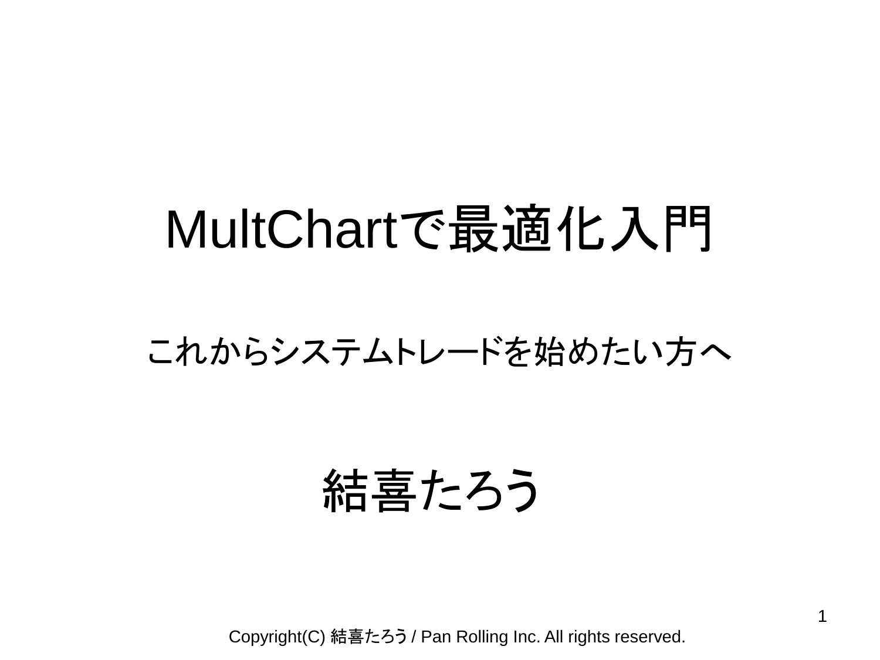# MultChartで最適化入門

これからシステムトレードを始めたい方へ

結喜たろう

Copyright(C) 結喜たろう / Pan Rolling Inc. All rights reserved.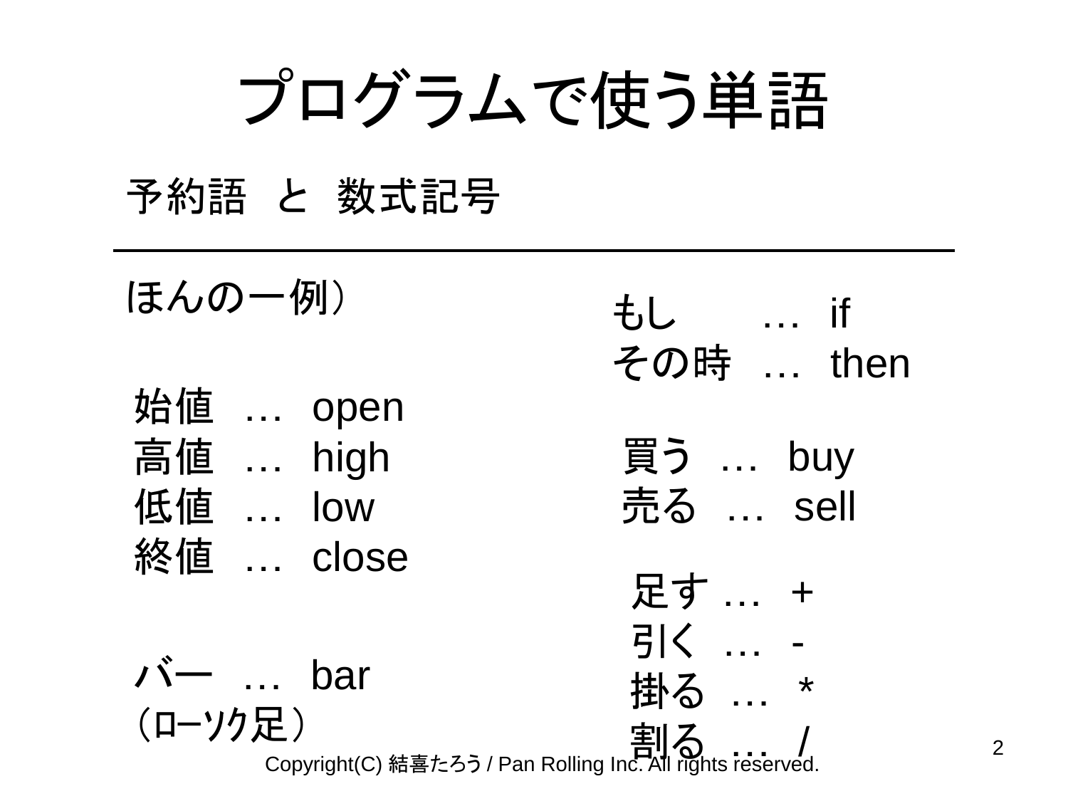# プログラムで使う単語

## 予約語　と　数式記号

ほんの一例）

始値　…　open
高値　…　high
低値　…　low
終値　…　close

バー　…　bar
（ローソク足）

もし　　…　if
その時　…　then

買う　…　buy
売る　…　sell

足す　…　+
引く　…　-
掛る　…　*
割る　…　/

Copyright(C) 結喜たろう / Pan Rolling Inc. All rights reserved.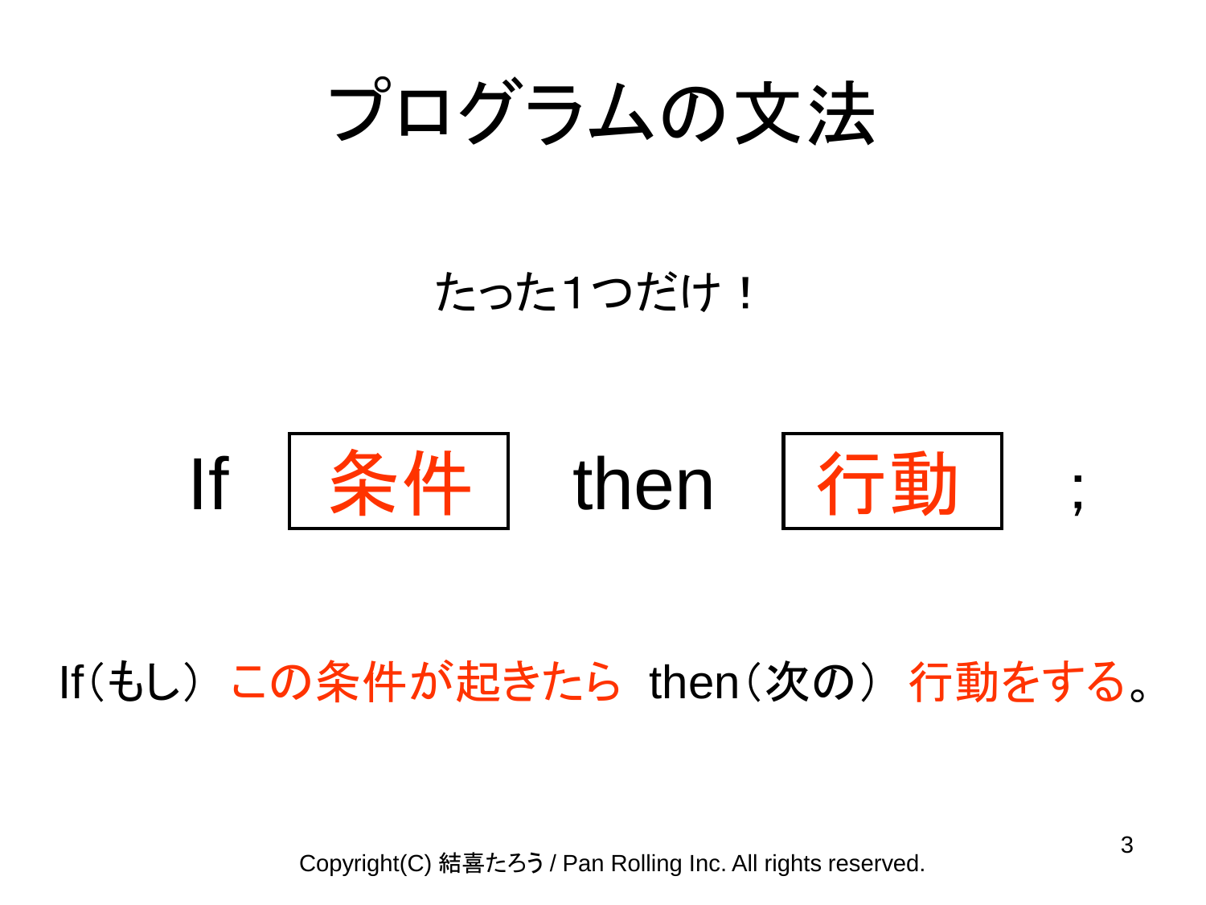# プログラムの文法

たった1つだけ！

If 条件 then 行動 ;

If（もし） この条件が起きたら then（次の） 行動をする。

Copyright(C) 結喜たろう / Pan Rolling Inc. All rights reserved.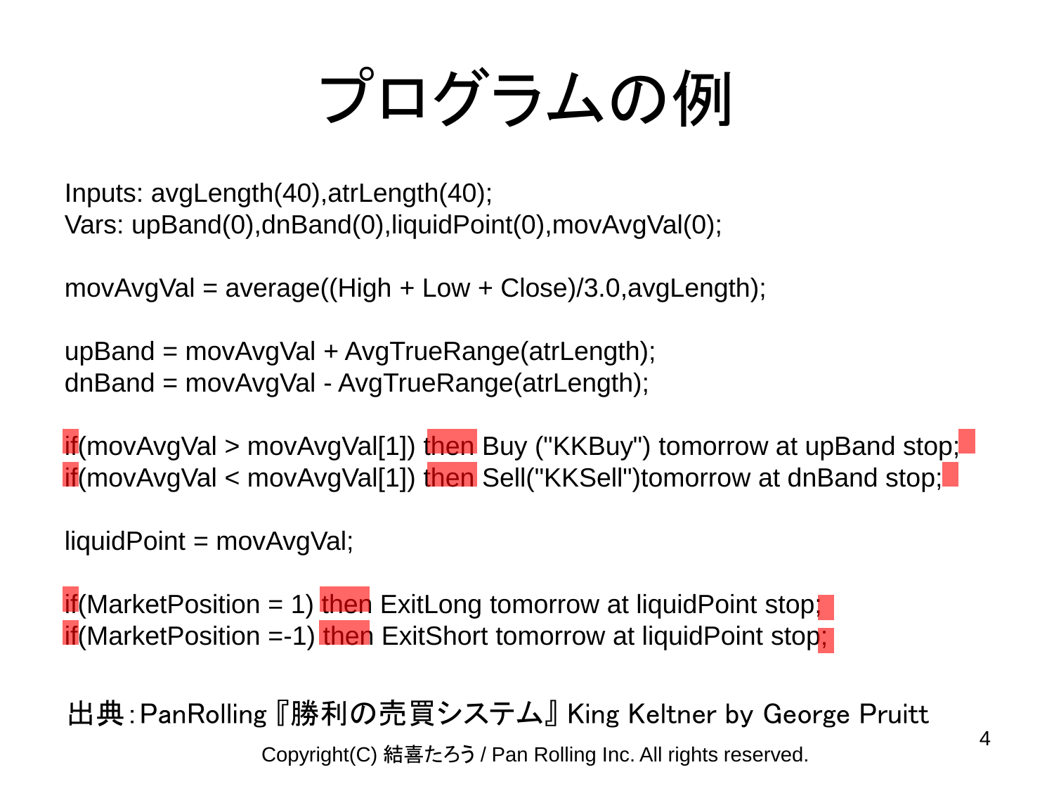# プログラムの例

```
Inputs: avgLength(40),atrLength(40);
Vars: upBand(0),dnBand(0),liquidPoint(0),movAvgVal(0);

movAvgVal = average((High + Low + Close)/3.0,avgLength);

upBand = movAvgVal + AvgTrueRange(atrLength);
dnBand = movAvgVal - AvgTrueRange(atrLength);

if(movAvgVal > movAvgVal[1]) then Buy ("KKBuy") tomorrow at upBand stop;
if(movAvgVal < movAvgVal[1]) then Sell("KKSell")tomorrow at dnBand stop;

liquidPoint = movAvgVal;

if(MarketPosition = 1) then ExitLong tomorrow at liquidPoint stop;
if(MarketPosition =-1) then ExitShort tomorrow at liquidPoint stop;
```

出典：PanRolling『勝利の売買システム』King Keltner by George Pruitt

Copyright(C) 結喜たろう / Pan Rolling Inc. All rights reserved.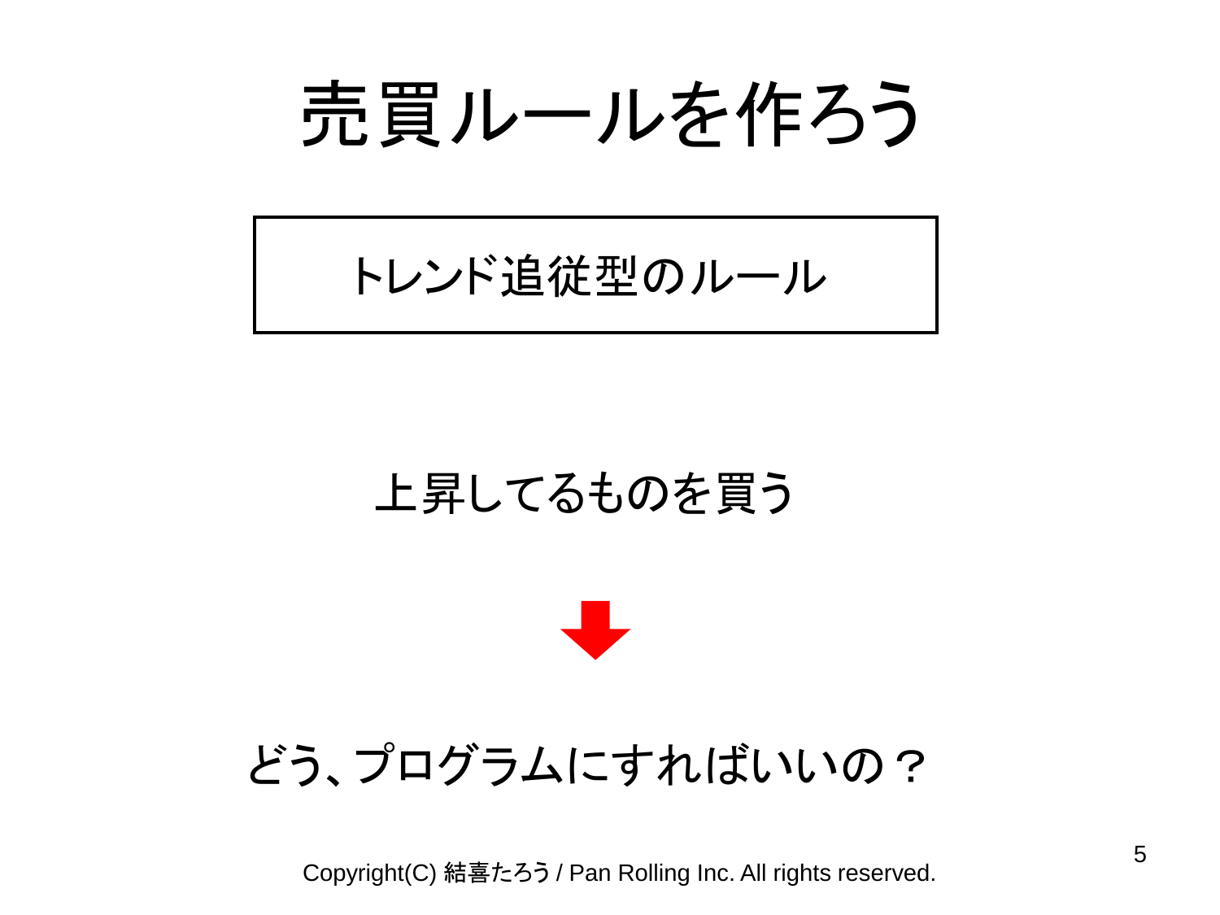# 売買ルールを作ろう

トレンド追従型のルール

上昇してるものを買う

↓

どう、プログラムにすればいいの？

Copyright(C) 結喜たろう / Pan Rolling Inc. All rights reserved.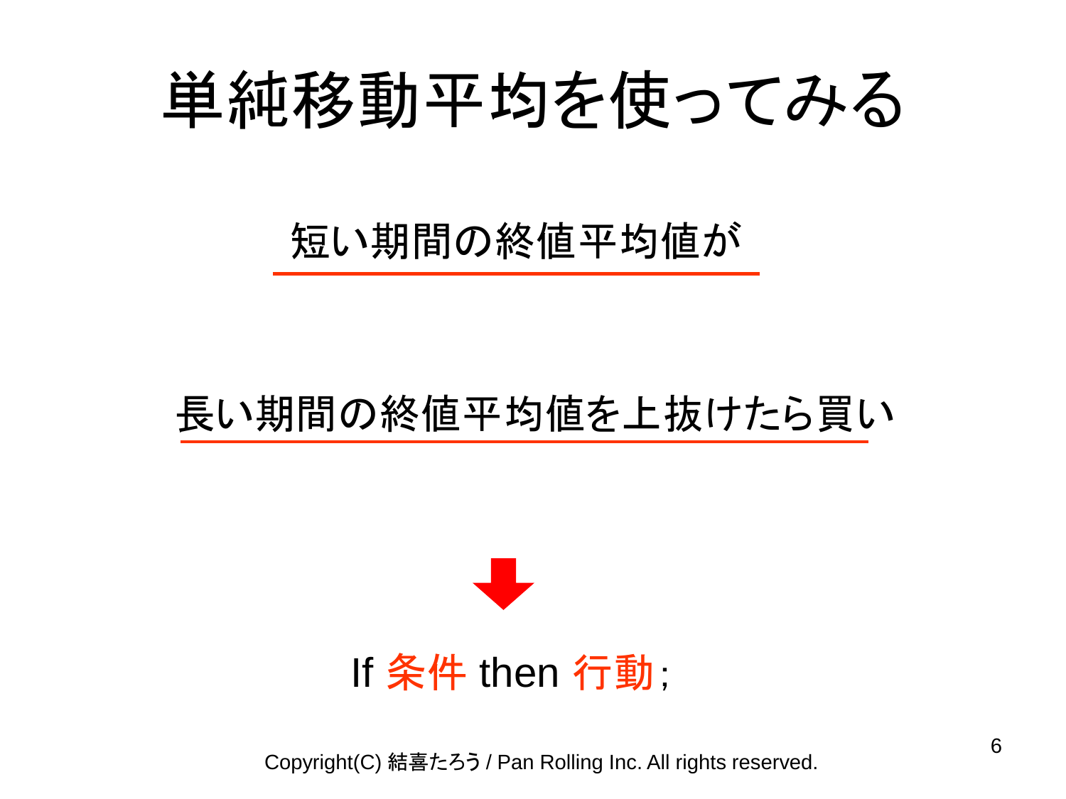# 単純移動平均を使ってみる

短い期間の終値平均値が

長い期間の終値平均値を上抜けたら買い

If 条件 then 行動;

Copyright(C) 結喜たろう / Pan Rolling Inc. All rights reserved.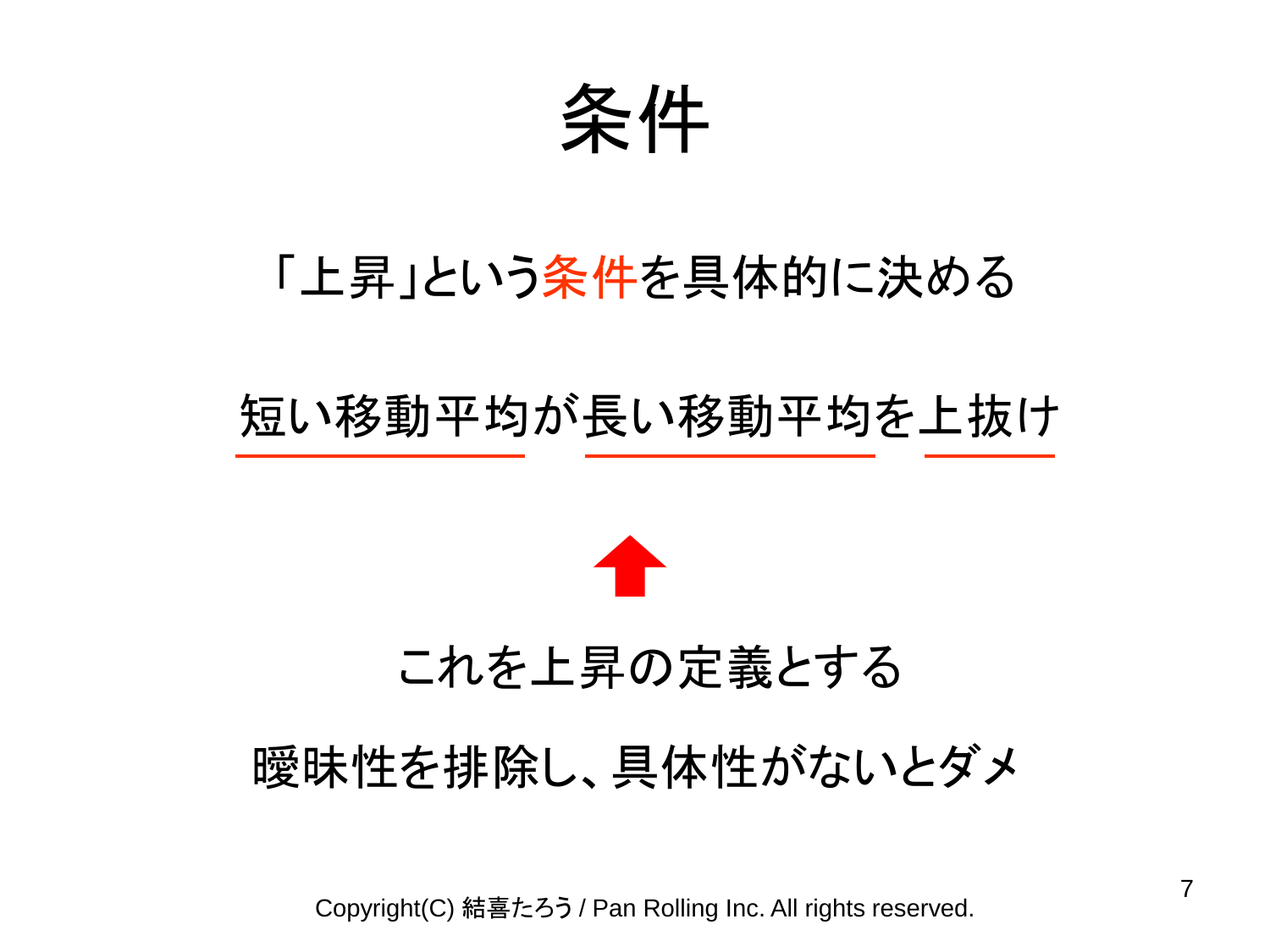# 条件

「上昇」という条件を具体的に決める

短い移動平均が長い移動平均を上抜け

これを上昇の定義とする

曖昧性を排除し、具体性がないとダメ

Copyright(C) 結喜たろう / Pan Rolling Inc. All rights reserved.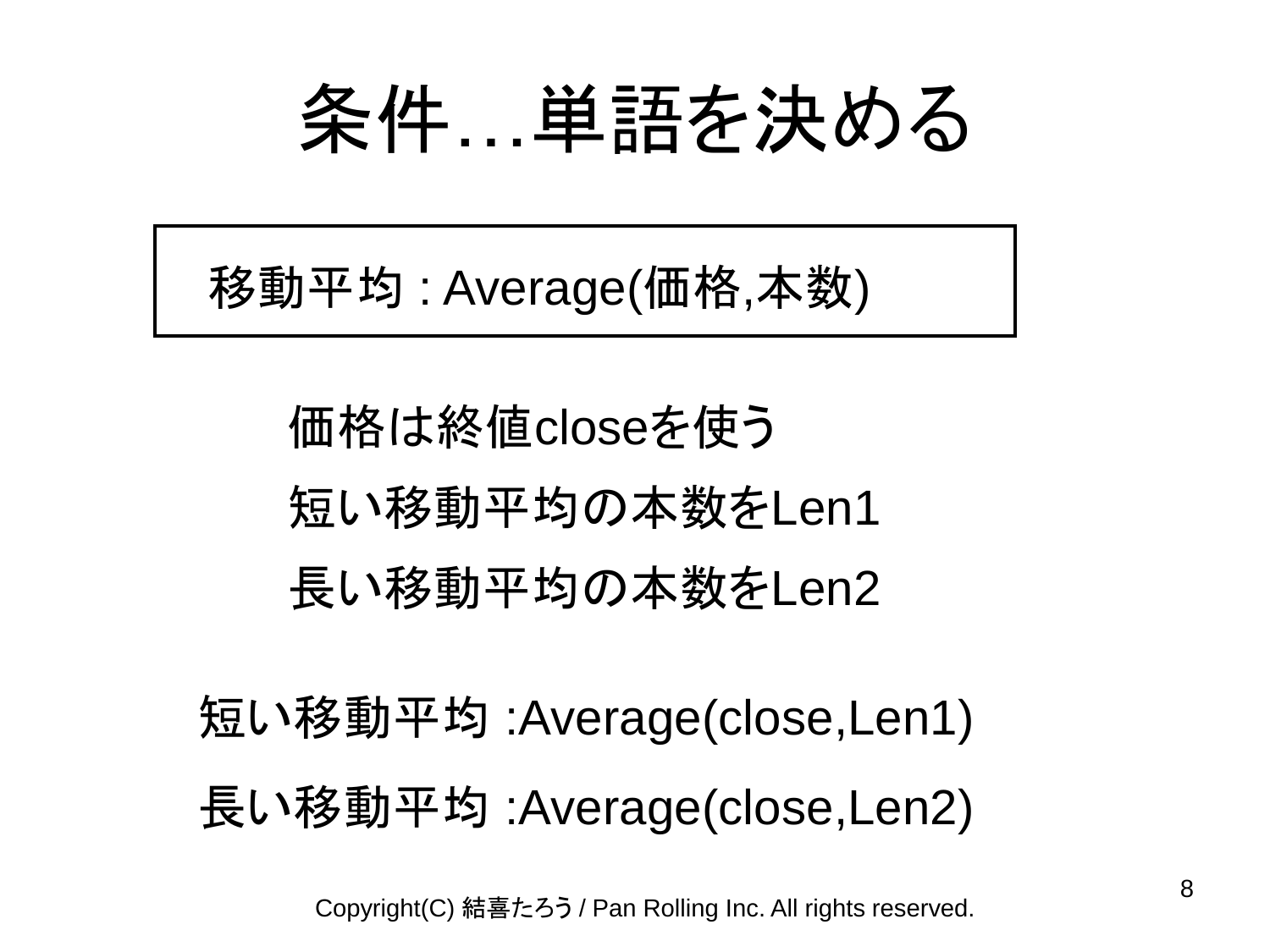# 条件…単語を決める

移動平均 : Average(価格,本数)

価格は終値closeを使う

短い移動平均の本数をLen1

長い移動平均の本数をLen2

短い移動平均 :Average(close,Len1)

長い移動平均 :Average(close,Len2)

Copyright(C) 結喜たろう / Pan Rolling Inc. All rights reserved.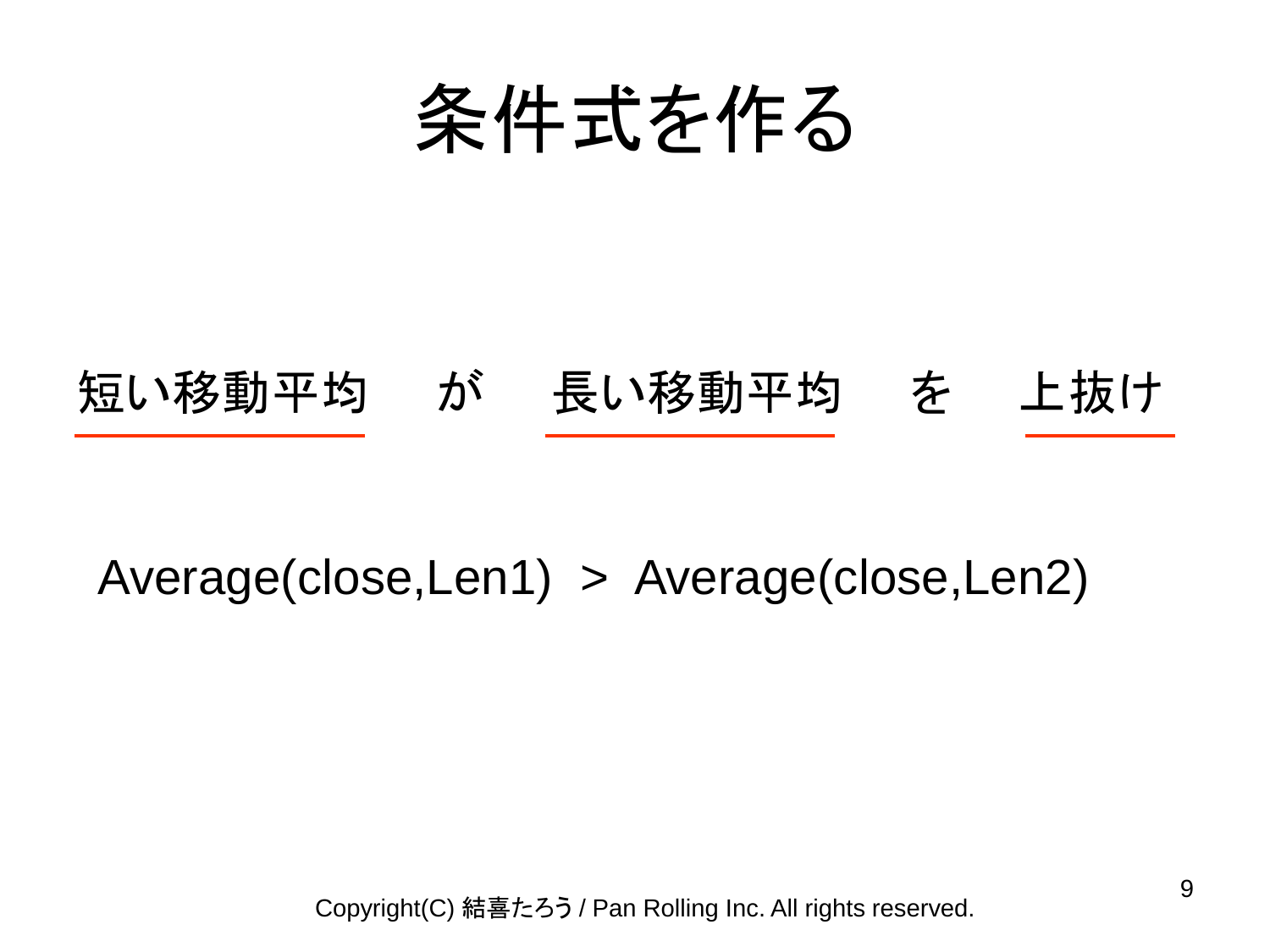# 条件式を作る

短い移動平均　が　長い移動平均　を　上抜け

```
Average(close,Len1)  >  Average(close,Len2)
```

Copyright(C) 結喜たろう / Pan Rolling Inc. All rights reserved.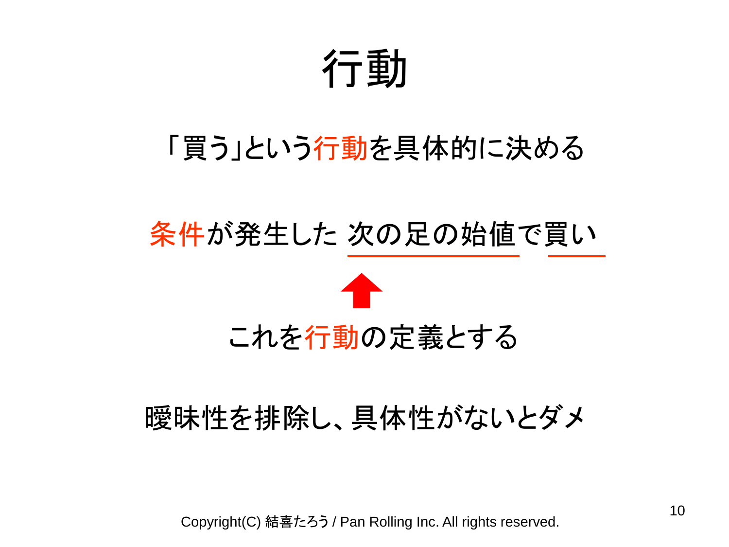# 行動

「買う」という行動を具体的に決める

条件が発生した 次の足の始値で買い

↑

これを行動の定義とする

曖昧性を排除し、具体性がないとダメ

Copyright(C) 結喜たろう / Pan Rolling Inc. All rights reserved.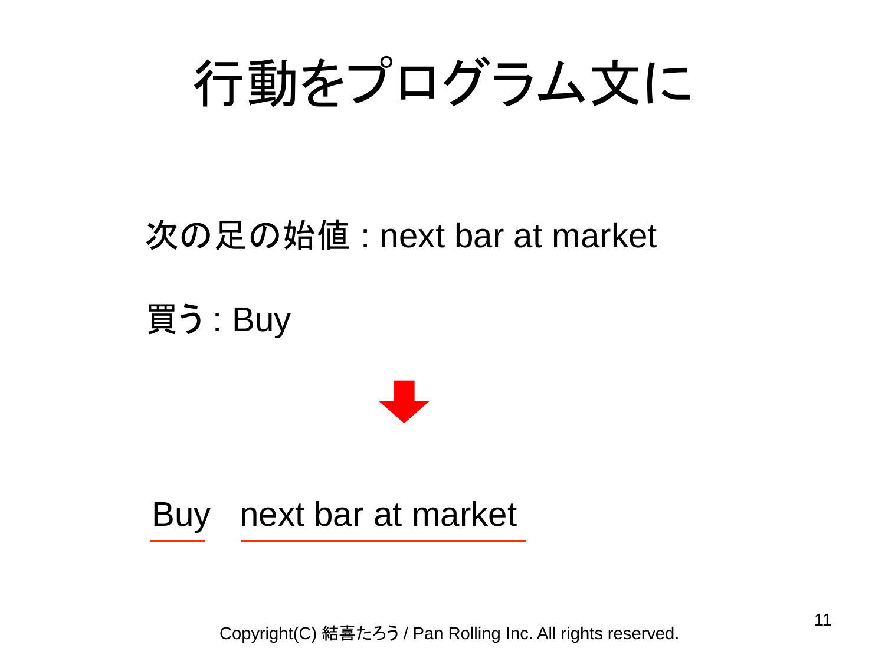# 行動をプログラム文に

次の足の始値 : next bar at market

買う : Buy

↓

Buy　next bar at market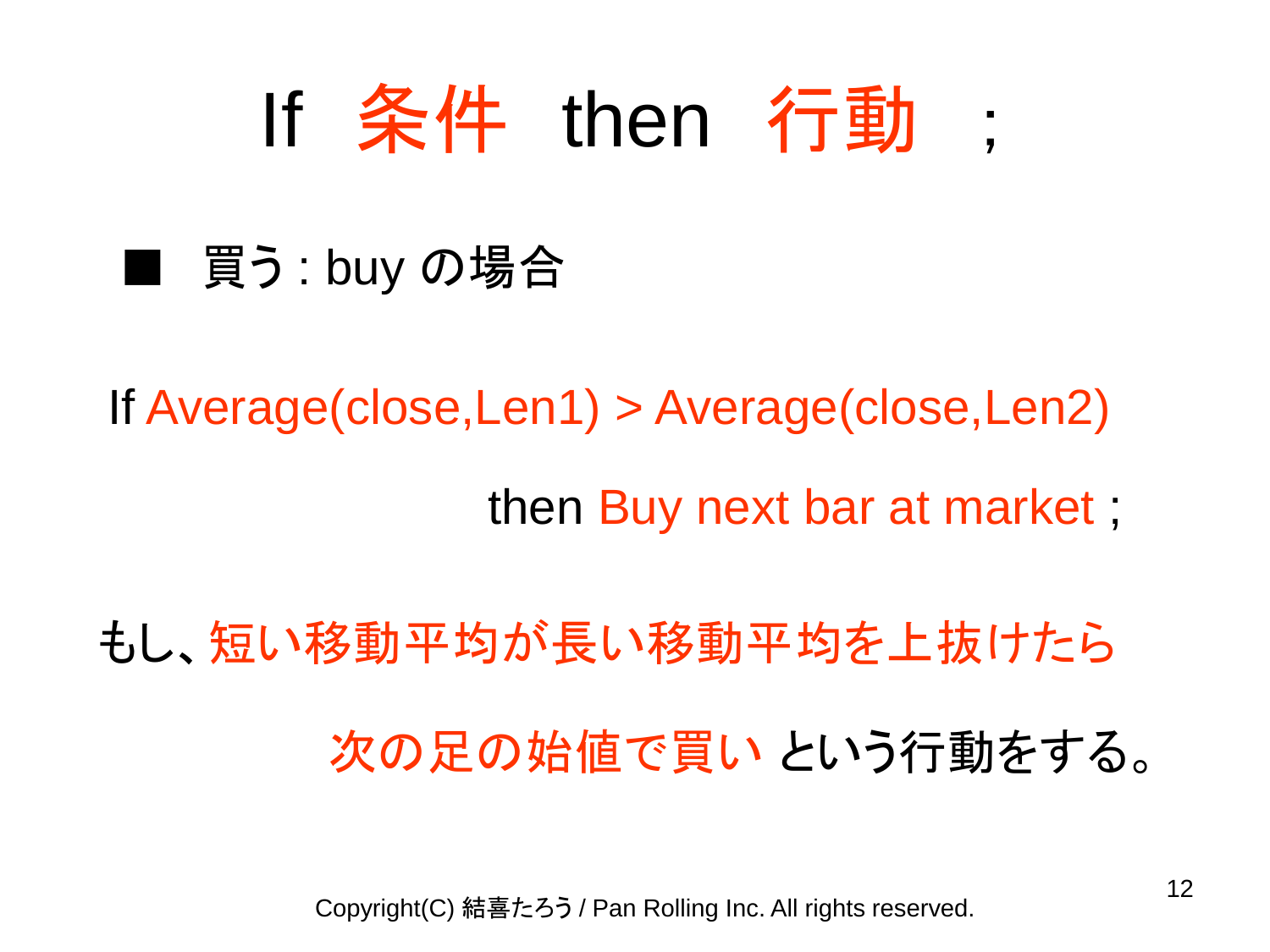# If 条件 then 行動 ;

■ 買う : buy の場合

```
If Average(close,Len1) > Average(close,Len2)
    then Buy next bar at market ;
```

もし、短い移動平均が長い移動平均を上抜けたら

次の足の始値で買い という行動をする。

Copyright(C) 結喜たろう / Pan Rolling Inc. All rights reserved.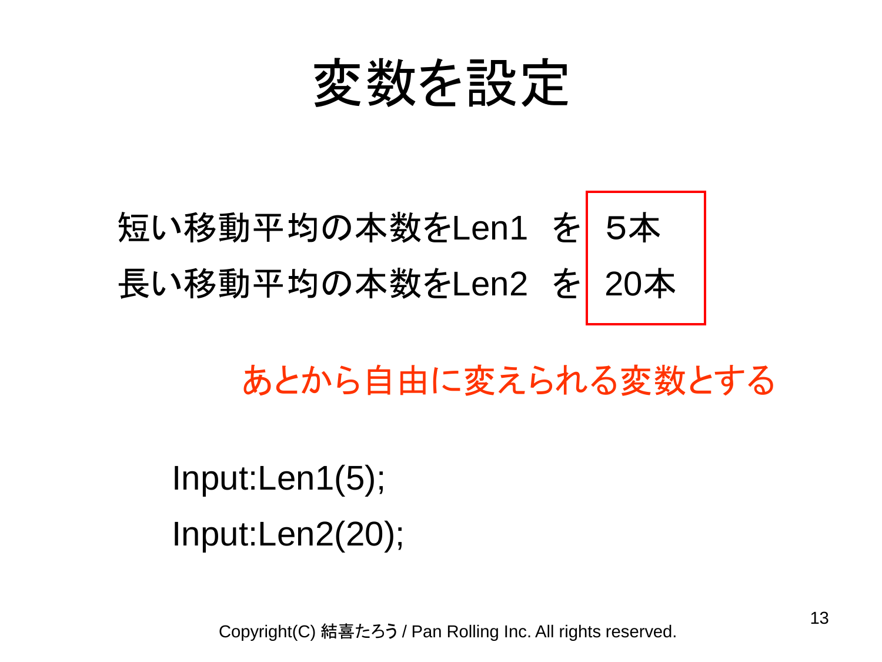# 変数を設定

短い移動平均の本数をLen1　を　5本

長い移動平均の本数をLen2　を　20本

あとから自由に変えられる変数とする

```
Input:Len1(5);
Input:Len2(20);
```

Copyright(C) 結喜たろう / Pan Rolling Inc. All rights reserved.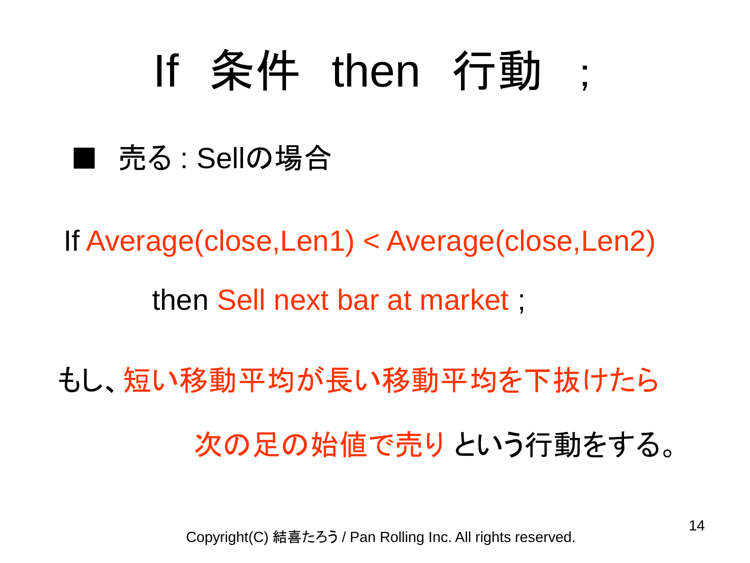# If　条件　then　行動　;

■　売る : Sellの場合

```
If Average(close,Len1) < Average(close,Len2)
    then Sell next bar at market ;
```

もし、短い移動平均が長い移動平均を下抜けたら

次の足の始値で売りという行動をする。

Copyright(C) 結喜たろう / Pan Rolling Inc. All rights reserved.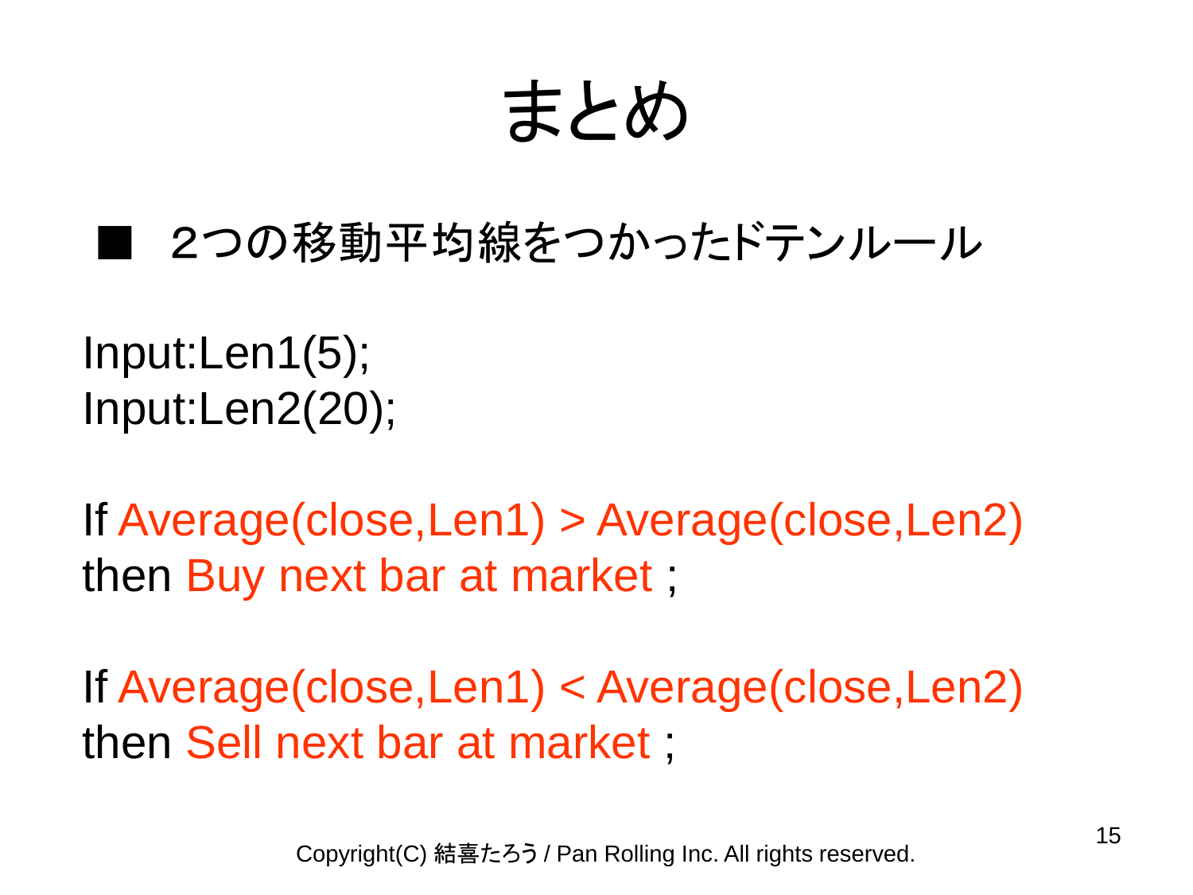# まとめ

■ ２つの移動平均線をつかったドテンルール

```
Input:Len1(5);
Input:Len2(20);

If Average(close,Len1) > Average(close,Len2)
then Buy next bar at market ;

If Average(close,Len1) < Average(close,Len2)
then Sell next bar at market ;
```

Copyright(C) 結喜たろう / Pan Rolling Inc. All rights reserved.